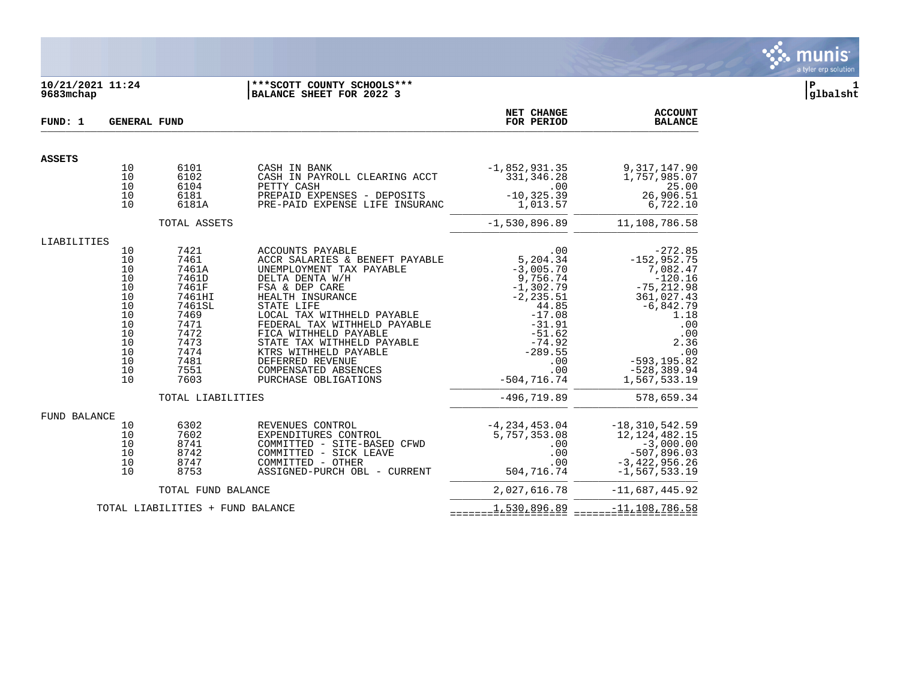**10/21/2021 11:24** 
**9683mchap**

**\*\*\*SCOTT COUNTY SCHOOLS\*\*\***
**BALANCE SHEET FOR 2022 3**

**P 1**
**glbalsht**

| FUND: 1 | GENERAL FUND | | | NET CHANGE FOR PERIOD | ACCOUNT BALANCE |
|---|---|---|---|---|---|
| **ASSETS** | | | | | |
| | 10 | 6101 | CASH IN BANK | -1,852,931.35 | 9,317,147.90 |
| | 10 | 6102 | CASH IN PAYROLL CLEARING ACCT | 331,346.28 | 1,757,985.07 |
| | 10 | 6104 | PETTY CASH | .00 | 25.00 |
| | 10 | 6181 | PREPAID EXPENSES - DEPOSITS | -10,325.39 | 26,906.51 |
| | 10 | 6181A | PRE-PAID EXPENSE LIFE INSURANC | 1,013.57 | 6,722.10 |
| | | TOTAL ASSETS | | -1,530,896.89 | 11,108,786.58 |
| LIABILITIES | | | | | |
| | 10 | 7421 | ACCOUNTS PAYABLE | .00 | -272.85 |
| | 10 | 7461 | ACCR SALARIES & BENEFT PAYABLE | 5,204.34 | -152,952.75 |
| | 10 | 7461A | UNEMPLOYMENT TAX PAYABLE | -3,005.70 | 7,082.47 |
| | 10 | 7461D | DELTA DENTA W/H | 9,756.74 | -120.16 |
| | 10 | 7461F | FSA & DEP CARE | -1,302.79 | -75,212.98 |
| | 10 | 7461HI | HEALTH INSURANCE | -2,235.51 | 361,027.43 |
| | 10 | 7461SL | STATE LIFE | 44.85 | -6,842.79 |
| | 10 | 7469 | LOCAL TAX WITHHELD PAYABLE | -17.08 | 1.18 |
| | 10 | 7471 | FEDERAL TAX WITHHELD PAYABLE | -31.91 | .00 |
| | 10 | 7472 | FICA WITHHELD PAYABLE | -51.62 | .00 |
| | 10 | 7473 | STATE TAX WITHHELD PAYABLE | -74.92 | 2.36 |
| | 10 | 7474 | KTRS WITHHELD PAYABLE | -289.55 | .00 |
| | 10 | 7481 | DEFERRED REVENUE | .00 | -593,195.82 |
| | 10 | 7551 | COMPENSATED ABSENCES | .00 | -528,389.94 |
| | 10 | 7603 | PURCHASE OBLIGATIONS | -504,716.74 | 1,567,533.19 |
| | | TOTAL LIABILITIES | | -496,719.89 | 578,659.34 |
| FUND BALANCE | | | | | |
| | 10 | 6302 | REVENUES CONTROL | -4,234,453.04 | -18,310,542.59 |
| | 10 | 7602 | EXPENDITURES CONTROL | 5,757,353.08 | 12,124,482.15 |
| | 10 | 8741 | COMMITTED - SITE-BASED CFWD | .00 | -3,000.00 |
| | 10 | 8742 | COMMITTED - SICK LEAVE | .00 | -507,896.03 |
| | 10 | 8747 | COMMITTED - OTHER | .00 | -3,422,956.26 |
| | 10 | 8753 | ASSIGNED-PURCH OBL - CURRENT | 504,716.74 | -1,567,533.19 |
| | | TOTAL FUND BALANCE | | 2,027,616.78 | -11,687,445.92 |
| | TOTAL LIABILITIES + FUND BALANCE | | | 1,530,896.89 | -11,108,786.58 |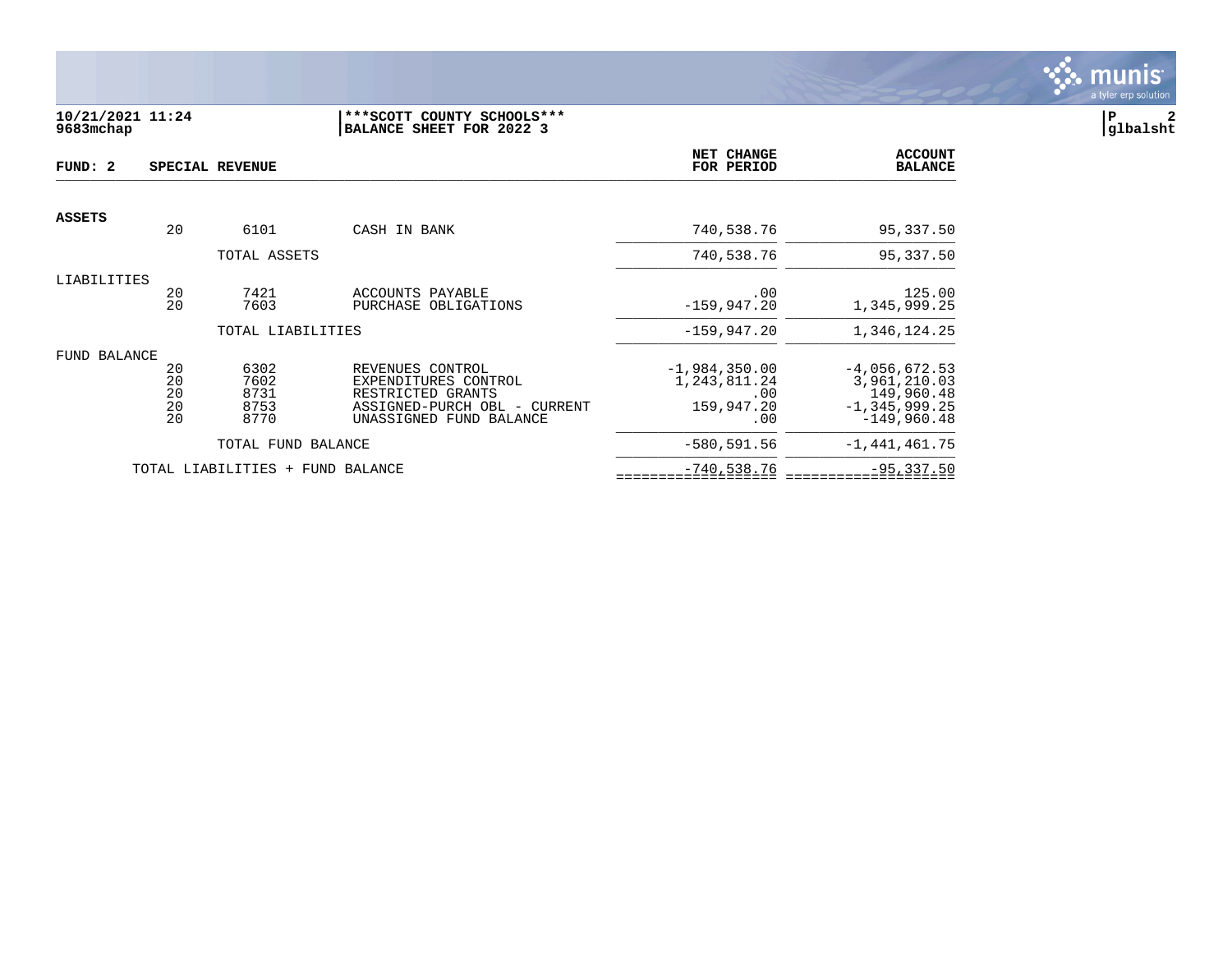10/21/2021 11:24
9683mchap

***SCOTT COUNTY SCHOOLS***
BALANCE SHEET FOR 2022 3

glbalsht

**FUND: 2 SPECIAL REVENUE**

| | | | | NET CHANGE FOR PERIOD | ACCOUNT BALANCE |
|---|---|---|---|---|---|
| **ASSETS** | | | | | |
| | 20 | 6101 | CASH IN BANK | 740,538.76 | 95,337.50 |
| | | TOTAL ASSETS | | 740,538.76 | 95,337.50 |
| LIABILITIES | | | | | |
| | 20 | 7421 | ACCOUNTS PAYABLE | .00 | 125.00 |
| | 20 | 7603 | PURCHASE OBLIGATIONS | -159,947.20 | 1,345,999.25 |
| | | TOTAL LIABILITIES | | -159,947.20 | 1,346,124.25 |
| FUND BALANCE | | | | | |
| | 20 | 6302 | REVENUES CONTROL | -1,984,350.00 | -4,056,672.53 |
| | 20 | 7602 | EXPENDITURES CONTROL | 1,243,811.24 | 3,961,210.03 |
| | 20 | 8731 | RESTRICTED GRANTS | .00 | 149,960.48 |
| | 20 | 8753 | ASSIGNED-PURCH OBL - CURRENT | 159,947.20 | -1,345,999.25 |
| | 20 | 8770 | UNASSIGNED FUND BALANCE | .00 | -149,960.48 |
| | | TOTAL FUND BALANCE | | -580,591.56 | -1,441,461.75 |
| | TOTAL LIABILITIES + FUND BALANCE | | | -740,538.76 | -95,337.50 |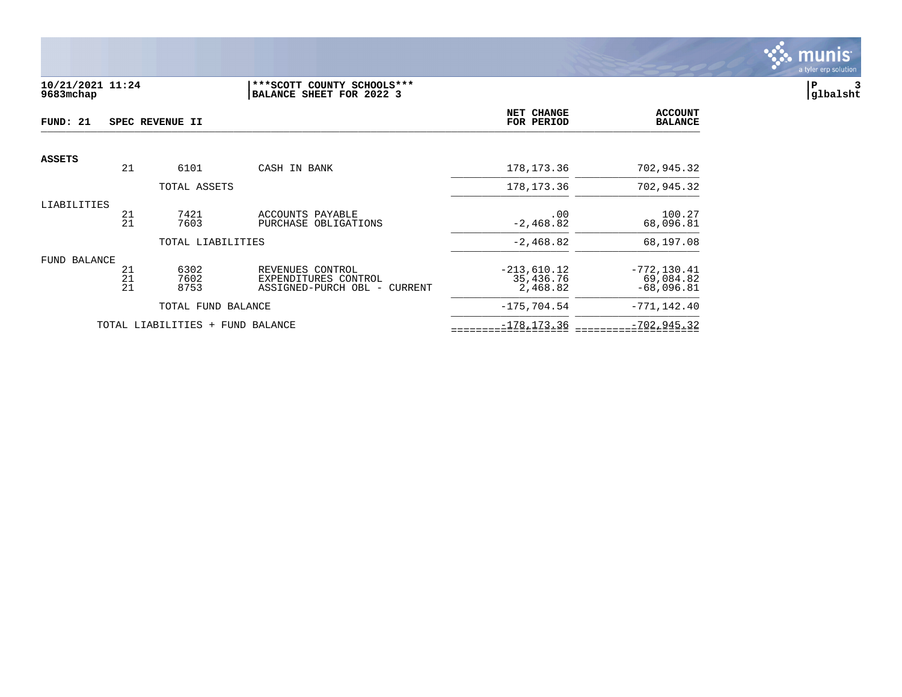**10/21/2021 11:24** | **9683mchap**

**\*\*\*SCOTT COUNTY SCHOOLS\*\*\***
**BALANCE SHEET FOR 2022 3**

**P 3** | **glbalsht**

| **FUND: 21** | **SPEC REVENUE II** | | | **NET CHANGE FOR PERIOD** | **ACCOUNT BALANCE** |
|---|---|---|---|---|---|
| **ASSETS** | | | | | |
| | 21 | 6101 | CASH IN BANK | 178,173.36 | 702,945.32 |
| | | TOTAL ASSETS | | 178,173.36 | 702,945.32 |
| LIABILITIES | | | | | |
| | 21 | 7421 | ACCOUNTS PAYABLE | .00 | 100.27 |
| | 21 | 7603 | PURCHASE OBLIGATIONS | -2,468.82 | 68,096.81 |
| | | TOTAL LIABILITIES | | -2,468.82 | 68,197.08 |
| FUND BALANCE | | | | | |
| | 21 | 6302 | REVENUES CONTROL | -213,610.12 | -772,130.41 |
| | 21 | 7602 | EXPENDITURES CONTROL | 35,436.76 | 69,084.82 |
| | 21 | 8753 | ASSIGNED-PURCH OBL - CURRENT | 2,468.82 | -68,096.81 |
| | | TOTAL FUND BALANCE | | -175,704.54 | -771,142.40 |
| | TOTAL LIABILITIES + FUND BALANCE | | | -178,173.36 | -702,945.32 |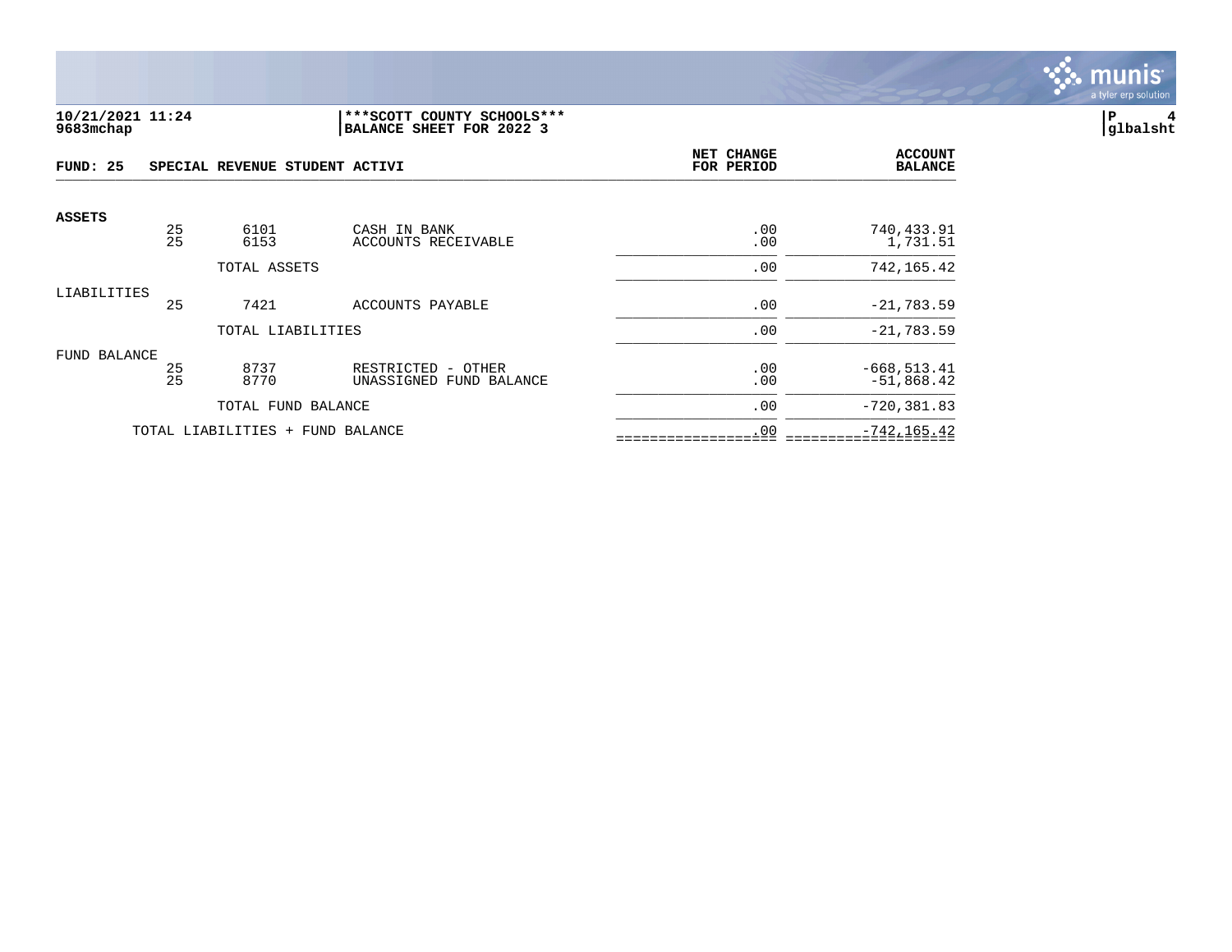10/21/2021 11:24
9683mchap

***SCOTT COUNTY SCHOOLS***
BALANCE SHEET FOR 2022 3

P 4
glbalsht

**FUND: 25 SPECIAL REVENUE STUDENT ACTIVI**

| | | | | NET CHANGE FOR PERIOD | ACCOUNT BALANCE |
|---|---|---|---|---|---|
| **ASSETS** | | | | | |
| | 25 | 6101 | CASH IN BANK | .00 | 740,433.91 |
| | 25 | 6153 | ACCOUNTS RECEIVABLE | .00 | 1,731.51 |
| | | TOTAL ASSETS | | .00 | 742,165.42 |
| LIABILITIES | | | | | |
| | 25 | 7421 | ACCOUNTS PAYABLE | .00 | -21,783.59 |
| | | TOTAL LIABILITIES | | .00 | -21,783.59 |
| FUND BALANCE | | | | | |
| | 25 | 8737 | RESTRICTED - OTHER | .00 | -668,513.41 |
| | 25 | 8770 | UNASSIGNED FUND BALANCE | .00 | -51,868.42 |
| | | TOTAL FUND BALANCE | | .00 | -720,381.83 |
| | TOTAL LIABILITIES + FUND BALANCE | | | .00 | -742,165.42 |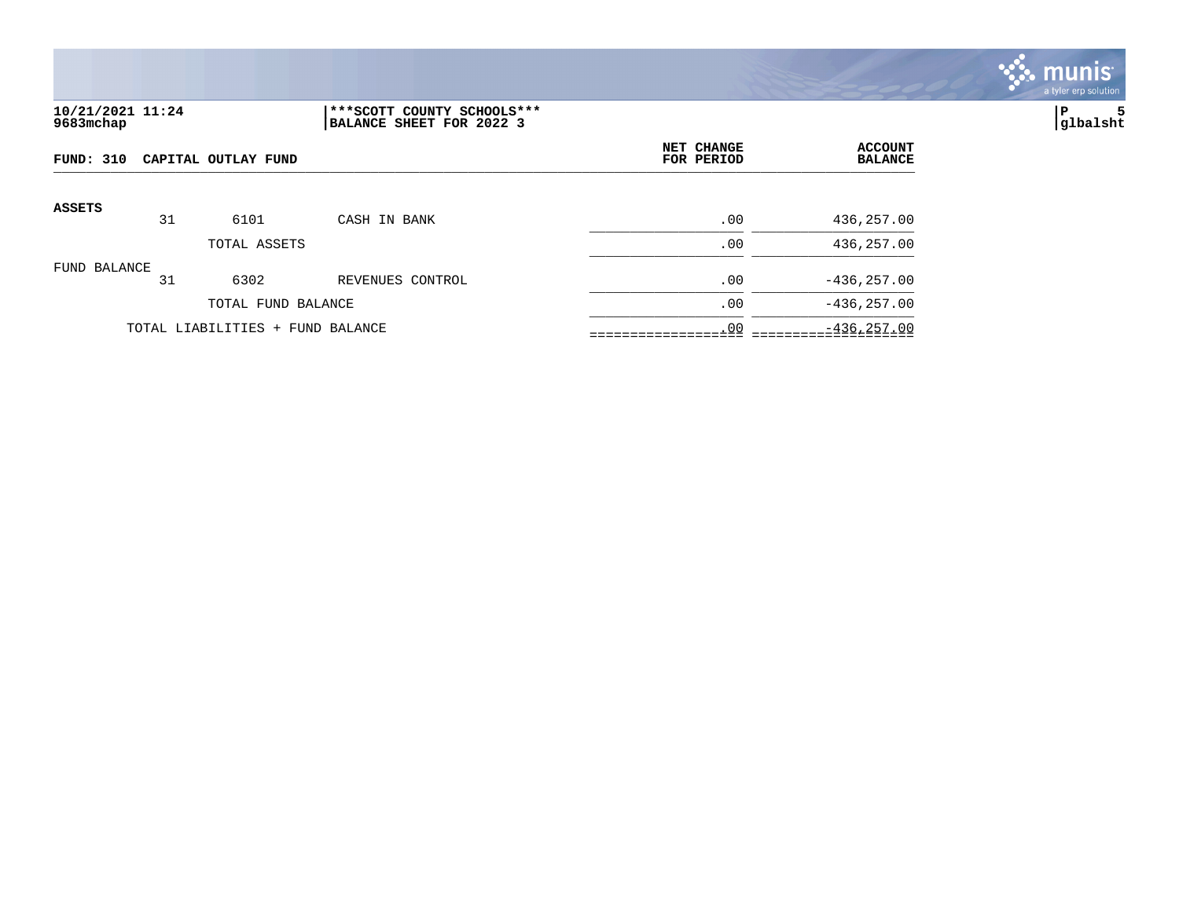10/21/2021 11:24
9683mchap

***SCOTT COUNTY SCHOOLS***
BALANCE SHEET FOR 2022 3

glbalsht

**FUND: 310 CAPITAL OUTLAY FUND**

| | | | | NET CHANGE FOR PERIOD | ACCOUNT BALANCE |
|---|---|---|---|---|---|
| **ASSETS** | 31 | 6101 | CASH IN BANK | .00 | 436,257.00 |
| | | TOTAL ASSETS | | .00 | 436,257.00 |
| FUND BALANCE | 31 | 6302 | REVENUES CONTROL | .00 | -436,257.00 |
| | | TOTAL FUND BALANCE | | .00 | -436,257.00 |
| TOTAL LIABILITIES + FUND BALANCE | | | | .00 | -436,257.00 |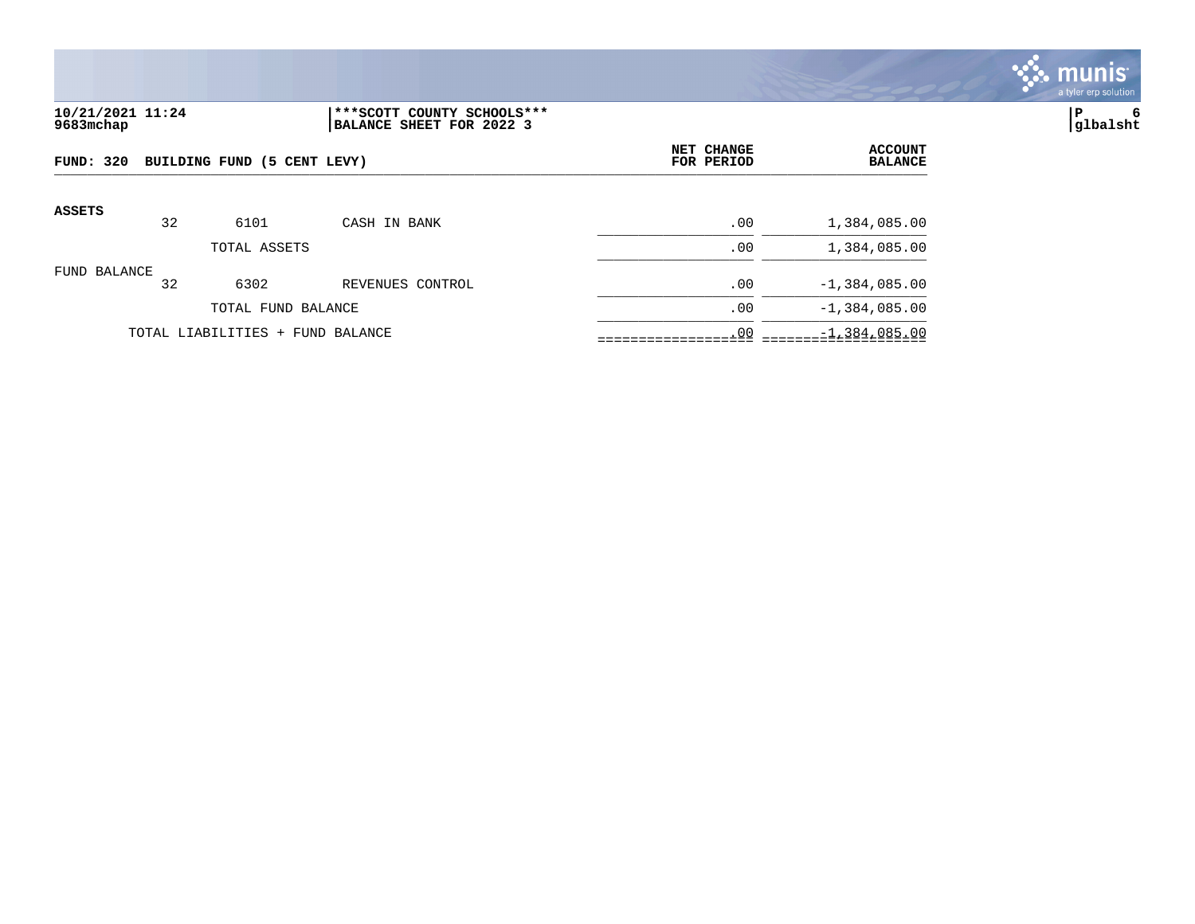10/21/2021 11:24
9683mchap

***SCOTT COUNTY SCHOOLS***
BALANCE SHEET FOR 2022 3

P 6
glbalsht

**FUND: 320 BUILDING FUND (5 CENT LEVY)**

| | | | | NET CHANGE FOR PERIOD | ACCOUNT BALANCE |
|---|---|---|---|---|---|
| **ASSETS** | | | | | |
| | 32 | 6101 | CASH IN BANK | .00 | 1,384,085.00 |
| | | TOTAL ASSETS | | .00 | 1,384,085.00 |
| FUND BALANCE | | | | | |
| | 32 | 6302 | REVENUES CONTROL | .00 | -1,384,085.00 |
| | | TOTAL FUND BALANCE | | .00 | -1,384,085.00 |
| | TOTAL LIABILITIES + FUND BALANCE | | | .00 | -1,384,085.00 |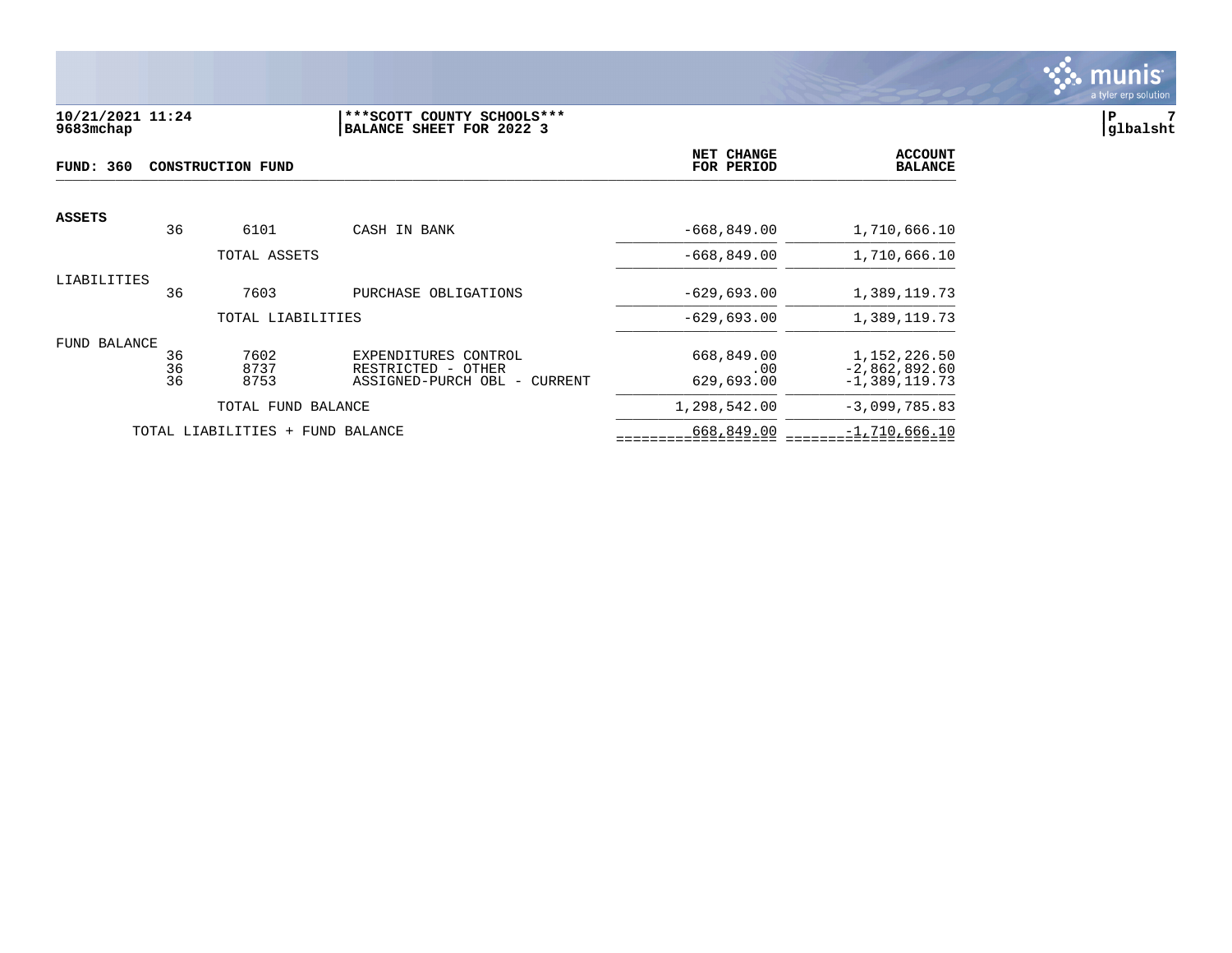10/21/2021 11:24
9683mchap

***SCOTT COUNTY SCHOOLS***
BALANCE SHEET FOR 2022 3

P 7
glbalsht

**FUND: 360 CONSTRUCTION FUND**

| | | | | NET CHANGE FOR PERIOD | ACCOUNT BALANCE |
|---|---|---|---|---|---|
| **ASSETS** | | | | | |
| | 36 | 6101 | CASH IN BANK | -668,849.00 | 1,710,666.10 |
| | | TOTAL ASSETS | | -668,849.00 | 1,710,666.10 |
| LIABILITIES | | | | | |
| | 36 | 7603 | PURCHASE OBLIGATIONS | -629,693.00 | 1,389,119.73 |
| | | TOTAL LIABILITIES | | -629,693.00 | 1,389,119.73 |
| FUND BALANCE | | | | | |
| | 36 | 7602 | EXPENDITURES CONTROL | 668,849.00 | 1,152,226.50 |
| | 36 | 8737 | RESTRICTED - OTHER | .00 | -2,862,892.60 |
| | 36 | 8753 | ASSIGNED-PURCH OBL - CURRENT | 629,693.00 | -1,389,119.73 |
| | | TOTAL FUND BALANCE | | 1,298,542.00 | -3,099,785.83 |
| | TOTAL LIABILITIES + FUND BALANCE | | | 668,849.00 | -1,710,666.10 |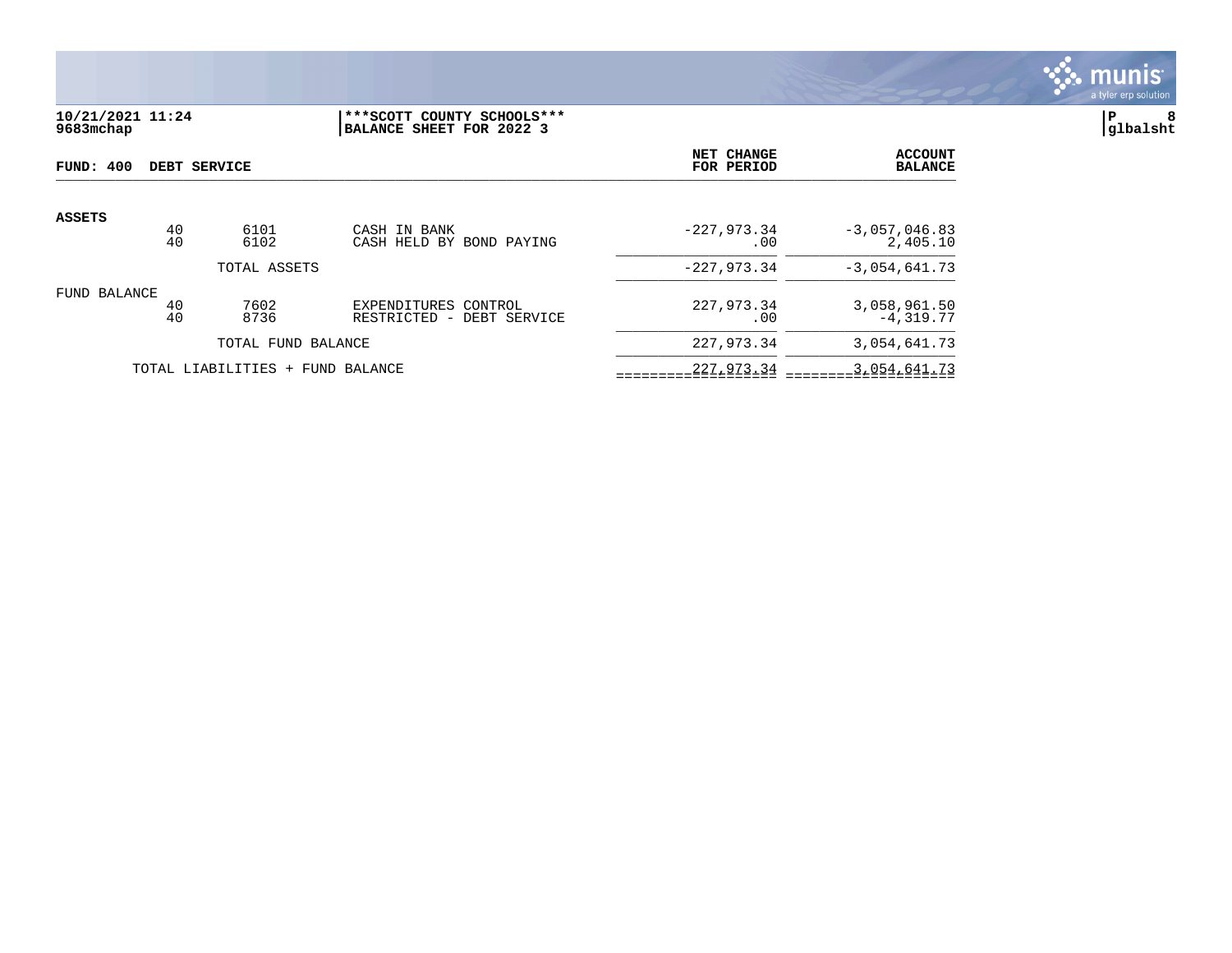**10/21/2021 11:24**
**9683mchap**

**\*\*\*SCOTT COUNTY SCHOOLS\*\*\***
**BALANCE SHEET FOR 2022 3**

**glbalsht**

| FUND: 400 DEBT SERVICE | | | | NET CHANGE FOR PERIOD | ACCOUNT BALANCE |
|---|---|---|---|---|---|
| **ASSETS** | | | | | |
| | 40 | 6101 | CASH IN BANK | -227,973.34 | -3,057,046.83 |
| | 40 | 6102 | CASH HELD BY BOND PAYING | .00 | 2,405.10 |
| | | TOTAL ASSETS | | -227,973.34 | -3,054,641.73 |
| FUND BALANCE | | | | | |
| | 40 | 7602 | EXPENDITURES CONTROL | 227,973.34 | 3,058,961.50 |
| | 40 | 8736 | RESTRICTED - DEBT SERVICE | .00 | -4,319.77 |
| | | TOTAL FUND BALANCE | | 227,973.34 | 3,054,641.73 |
| | TOTAL LIABILITIES + FUND BALANCE | | | 227,973.34 | 3,054,641.73 |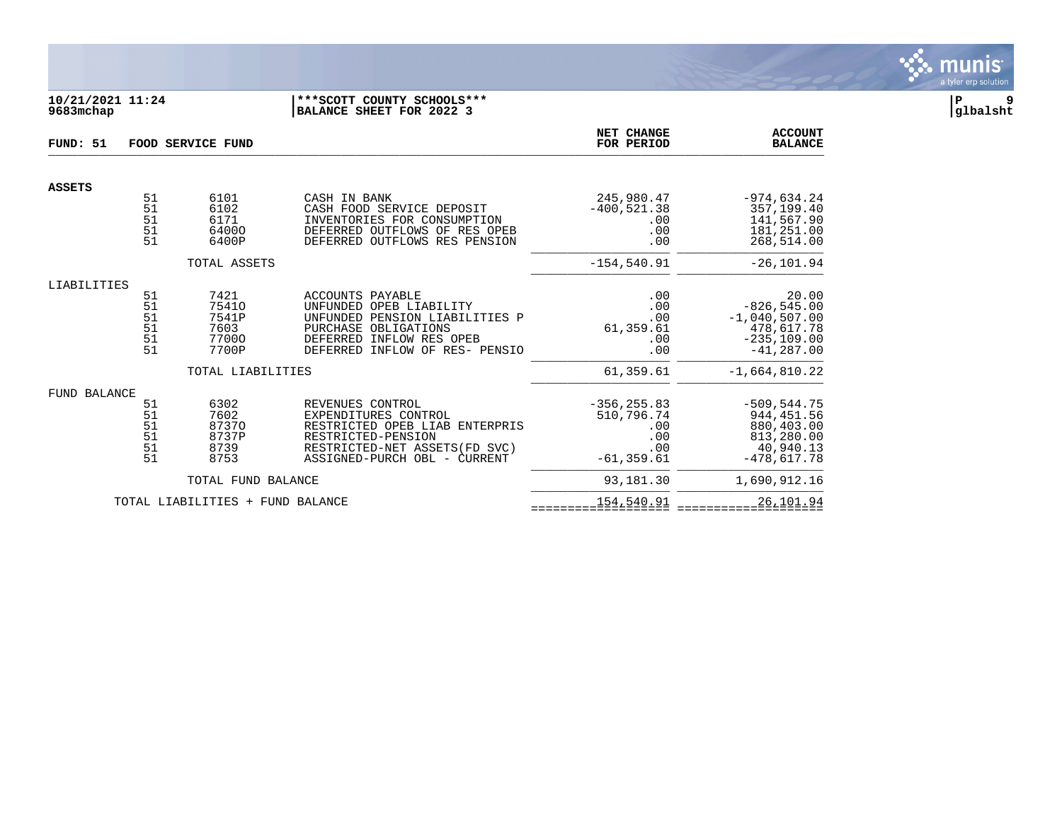10/21/2021 11:24 9683mchap

***SCOTT COUNTY SCHOOLS*** BALANCE SHEET FOR 2022 3

glbalsht

## FUND: 51 FOOD SERVICE FUND

| | Fund | Account | Description | NET CHANGE FOR PERIOD | ACCOUNT BALANCE |
|---|---|---|---|---|---|
| **ASSETS** | | | | | |
| | 51 | 6101 | CASH IN BANK | 245,980.47 | -974,634.24 |
| | 51 | 6102 | CASH FOOD SERVICE DEPOSIT | -400,521.38 | 357,199.40 |
| | 51 | 6171 | INVENTORIES FOR CONSUMPTION | .00 | 141,567.90 |
| | 51 | 6400O | DEFERRED OUTFLOWS OF RES OPEB | .00 | 181,251.00 |
| | 51 | 6400P | DEFERRED OUTFLOWS RES PENSION | .00 | 268,514.00 |
| | | TOTAL ASSETS | | -154,540.91 | -26,101.94 |
| LIABILITIES | | | | | |
| | 51 | 7421 | ACCOUNTS PAYABLE | .00 | 20.00 |
| | 51 | 7541O | UNFUNDED OPEB LIABILITY | .00 | -826,545.00 |
| | 51 | 7541P | UNFUNDED PENSION LIABILITIES P | .00 | -1,040,507.00 |
| | 51 | 7603 | PURCHASE OBLIGATIONS | 61,359.61 | 478,617.78 |
| | 51 | 7700O | DEFERRED INFLOW RES OPEB | .00 | -235,109.00 |
| | 51 | 7700P | DEFERRED INFLOW OF RES- PENSIO | .00 | -41,287.00 |
| | | TOTAL LIABILITIES | | 61,359.61 | -1,664,810.22 |
| FUND BALANCE | | | | | |
| | 51 | 6302 | REVENUES CONTROL | -356,255.83 | -509,544.75 |
| | 51 | 7602 | EXPENDITURES CONTROL | 510,796.74 | 944,451.56 |
| | 51 | 8737O | RESTRICTED OPEB LIAB ENTERPRIS | .00 | 880,403.00 |
| | 51 | 8737P | RESTRICTED-PENSION | .00 | 813,280.00 |
| | 51 | 8739 | RESTRICTED-NET ASSETS(FD SVC) | .00 | 40,940.13 |
| | 51 | 8753 | ASSIGNED-PURCH OBL - CURRENT | -61,359.61 | -478,617.78 |
| | | TOTAL FUND BALANCE | | 93,181.30 | 1,690,912.16 |
| | | TOTAL LIABILITIES + FUND BALANCE | | 154,540.91 | 26,101.94 |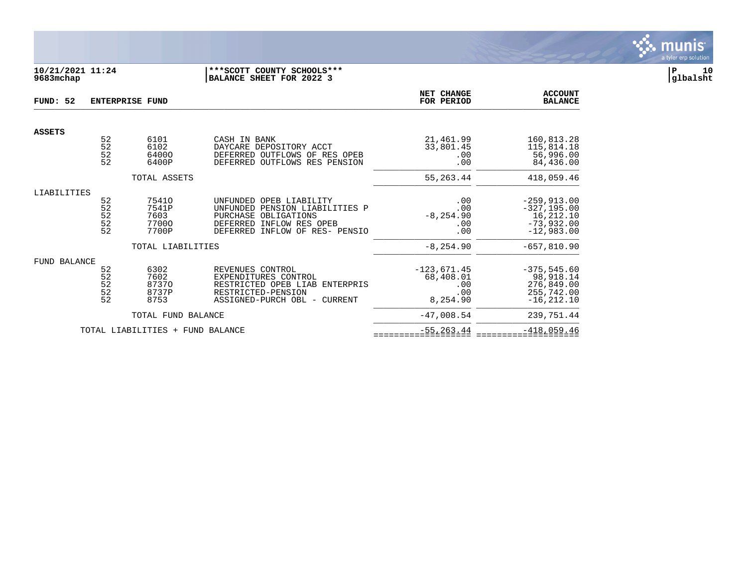10/21/2021 11:24 ***SCOTT COUNTY SCHOOLS***
9683mchap BALANCE SHEET FOR 2022 3

P 10
glbalsht

**FUND: 52 ENTERPRISE FUND**

| | | | | NET CHANGE FOR PERIOD | ACCOUNT BALANCE |
|---|---|---|---|---|---|
| **ASSETS** | | | | | |
| | 52 | 6101 | CASH IN BANK | 21,461.99 | 160,813.28 |
| | 52 | 6102 | DAYCARE DEPOSITORY ACCT | 33,801.45 | 115,814.18 |
| | 52 | 6400O | DEFERRED OUTFLOWS OF RES OPEB | .00 | 56,996.00 |
| | 52 | 6400P | DEFERRED OUTFLOWS RES PENSION | .00 | 84,436.00 |
| | | TOTAL ASSETS | | 55,263.44 | 418,059.46 |
| LIABILITIES | | | | | |
| | 52 | 7541O | UNFUNDED OPEB LIABILITY | .00 | -259,913.00 |
| | 52 | 7541P | UNFUNDED PENSION LIABILITIES P | .00 | -327,195.00 |
| | 52 | 7603 | PURCHASE OBLIGATIONS | -8,254.90 | 16,212.10 |
| | 52 | 7700O | DEFERRED INFLOW RES OPEB | .00 | -73,932.00 |
| | 52 | 7700P | DEFERRED INFLOW OF RES- PENSIO | .00 | -12,983.00 |
| | | TOTAL LIABILITIES | | -8,254.90 | -657,810.90 |
| FUND BALANCE | | | | | |
| | 52 | 6302 | REVENUES CONTROL | -123,671.45 | -375,545.60 |
| | 52 | 7602 | EXPENDITURES CONTROL | 68,408.01 | 98,918.14 |
| | 52 | 8737O | RESTRICTED OPEB LIAB ENTERPRIS | .00 | 276,849.00 |
| | 52 | 8737P | RESTRICTED-PENSION | .00 | 255,742.00 |
| | 52 | 8753 | ASSIGNED-PURCH OBL - CURRENT | 8,254.90 | -16,212.10 |
| | | TOTAL FUND BALANCE | | -47,008.54 | 239,751.44 |
| TOTAL LIABILITIES + FUND BALANCE | | | | -55,263.44 | -418,059.46 |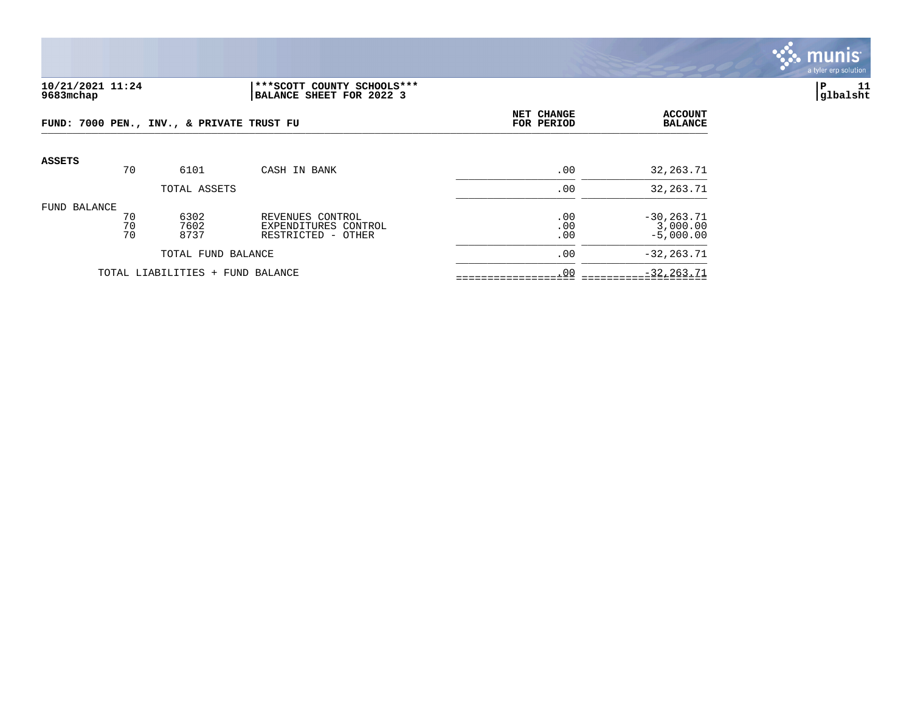10/21/2021 11:24
9683mchap

***SCOTT COUNTY SCHOOLS***
BALANCE SHEET FOR 2022 3

glbalsht

**FUND: 7000 PEN., INV., & PRIVATE TRUST FU**

| | | | | NET CHANGE FOR PERIOD | ACCOUNT BALANCE |
|---|---|---|---|---|---|
| **ASSETS** | | | | | |
| | 70 | 6101 | CASH IN BANK | .00 | 32,263.71 |
| | | TOTAL ASSETS | | .00 | 32,263.71 |
| FUND BALANCE | | | | | |
| | 70 | 6302 | REVENUES CONTROL | .00 | -30,263.71 |
| | 70 | 7602 | EXPENDITURES CONTROL | .00 | 3,000.00 |
| | 70 | 8737 | RESTRICTED - OTHER | .00 | -5,000.00 |
| | | TOTAL FUND BALANCE | | .00 | -32,263.71 |
| | TOTAL LIABILITIES + FUND BALANCE | | | .00 | -32,263.71 |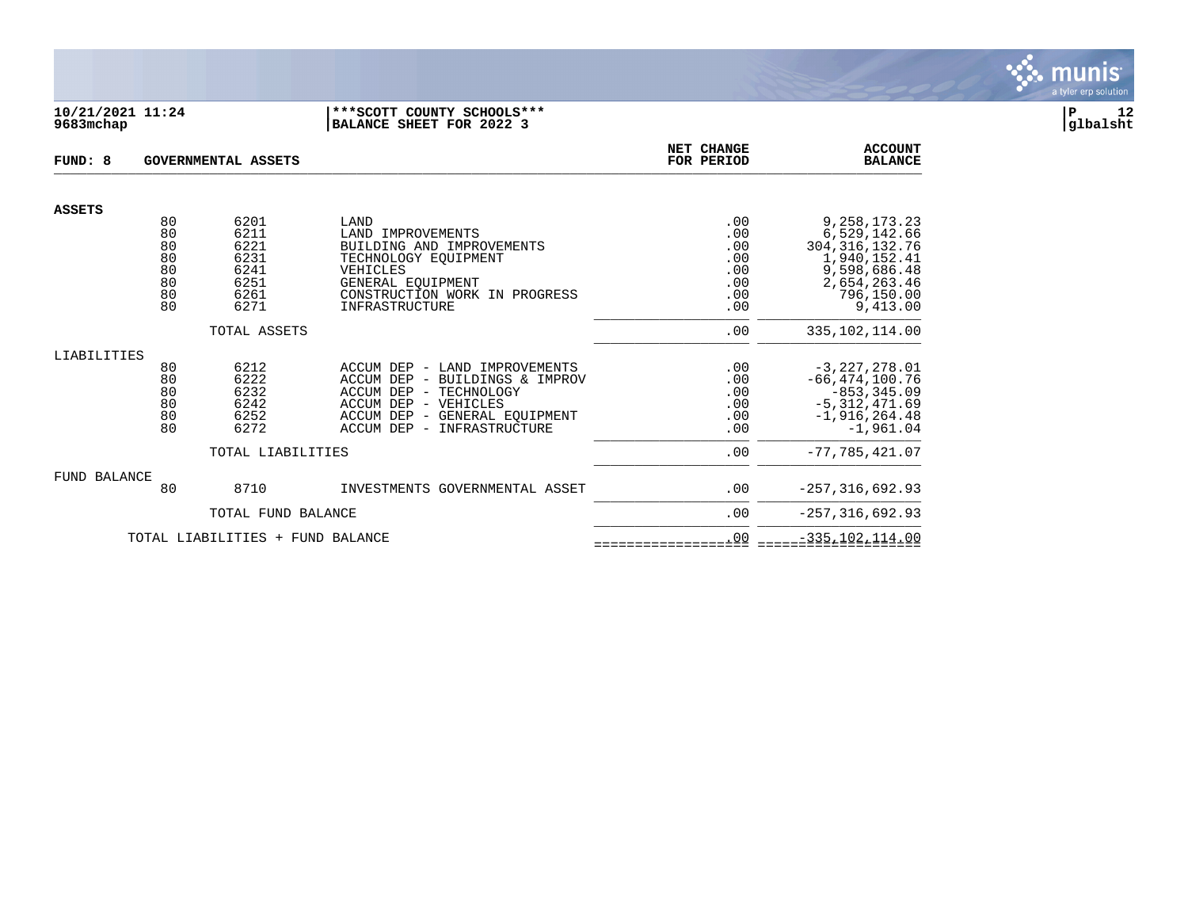10/21/2021 11:24
9683mchap

***SCOTT COUNTY SCHOOLS***
BALANCE SHEET FOR 2022 3

P 12
glbalsht

| FUND: 8 | GOVERNMENTAL ASSETS | | | NET CHANGE FOR PERIOD | ACCOUNT BALANCE |
|---|---|---|---|---|---|
| **ASSETS** | | | | | |
| | 80 | 6201 | LAND | .00 | 9,258,173.23 |
| | 80 | 6211 | LAND IMPROVEMENTS | .00 | 6,529,142.66 |
| | 80 | 6221 | BUILDING AND IMPROVEMENTS | .00 | 304,316,132.76 |
| | 80 | 6231 | TECHNOLOGY EQUIPMENT | .00 | 1,940,152.41 |
| | 80 | 6241 | VEHICLES | .00 | 9,598,686.48 |
| | 80 | 6251 | GENERAL EQUIPMENT | .00 | 2,654,263.46 |
| | 80 | 6261 | CONSTRUCTION WORK IN PROGRESS | .00 | 796,150.00 |
| | 80 | 6271 | INFRASTRUCTURE | .00 | 9,413.00 |
| | | TOTAL ASSETS | | .00 | 335,102,114.00 |
| LIABILITIES | | | | | |
| | 80 | 6212 | ACCUM DEP - LAND IMPROVEMENTS | .00 | -3,227,278.01 |
| | 80 | 6222 | ACCUM DEP - BUILDINGS & IMPROV | .00 | -66,474,100.76 |
| | 80 | 6232 | ACCUM DEP - TECHNOLOGY | .00 | -853,345.09 |
| | 80 | 6242 | ACCUM DEP - VEHICLES | .00 | -5,312,471.69 |
| | 80 | 6252 | ACCUM DEP - GENERAL EQUIPMENT | .00 | -1,916,264.48 |
| | 80 | 6272 | ACCUM DEP - INFRASTRUCTURE | .00 | -1,961.04 |
| | | TOTAL LIABILITIES | | .00 | -77,785,421.07 |
| FUND BALANCE | | | | | |
| | 80 | 8710 | INVESTMENTS GOVERNMENTAL ASSET | .00 | -257,316,692.93 |
| | | TOTAL FUND BALANCE | | .00 | -257,316,692.93 |
| | TOTAL LIABILITIES + FUND BALANCE | | | .00 | -335,102,114.00 |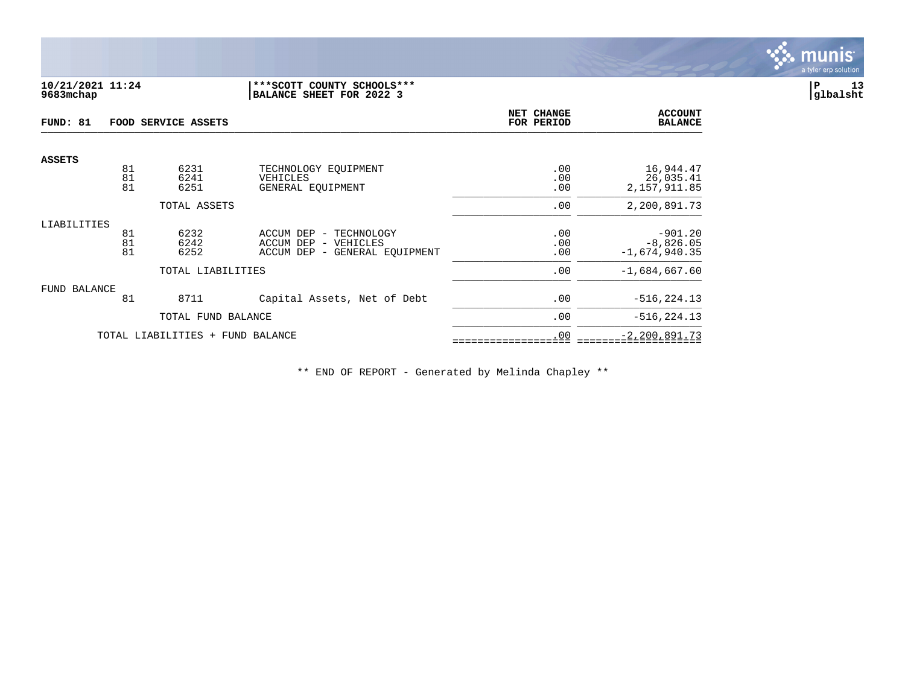10/21/2021 11:24
9683mchap

***SCOTT COUNTY SCHOOLS***
BALANCE SHEET FOR 2022 3

P 13
glbalsht

| FUND: 81 | FOOD SERVICE ASSETS | | | NET CHANGE FOR PERIOD | ACCOUNT BALANCE |
|---|---|---|---|---|---|
| **ASSETS** | | | | | |
| | 81 | 6231 | TECHNOLOGY EQUIPMENT | .00 | 16,944.47 |
| | 81 | 6241 | VEHICLES | .00 | 26,035.41 |
| | 81 | 6251 | GENERAL EQUIPMENT | .00 | 2,157,911.85 |
| | | TOTAL ASSETS | | .00 | 2,200,891.73 |
| LIABILITIES | | | | | |
| | 81 | 6232 | ACCUM DEP - TECHNOLOGY | .00 | -901.20 |
| | 81 | 6242 | ACCUM DEP - VEHICLES | .00 | -8,826.05 |
| | 81 | 6252 | ACCUM DEP - GENERAL EQUIPMENT | .00 | -1,674,940.35 |
| | | TOTAL LIABILITIES | | .00 | -1,684,667.60 |
| FUND BALANCE | | | | | |
| | 81 | 8711 | Capital Assets, Net of Debt | .00 | -516,224.13 |
| | | TOTAL FUND BALANCE | | .00 | -516,224.13 |
| | TOTAL LIABILITIES + FUND BALANCE | | | .00 | -2,200,891.73 |

** END OF REPORT - Generated by Melinda Chapley **